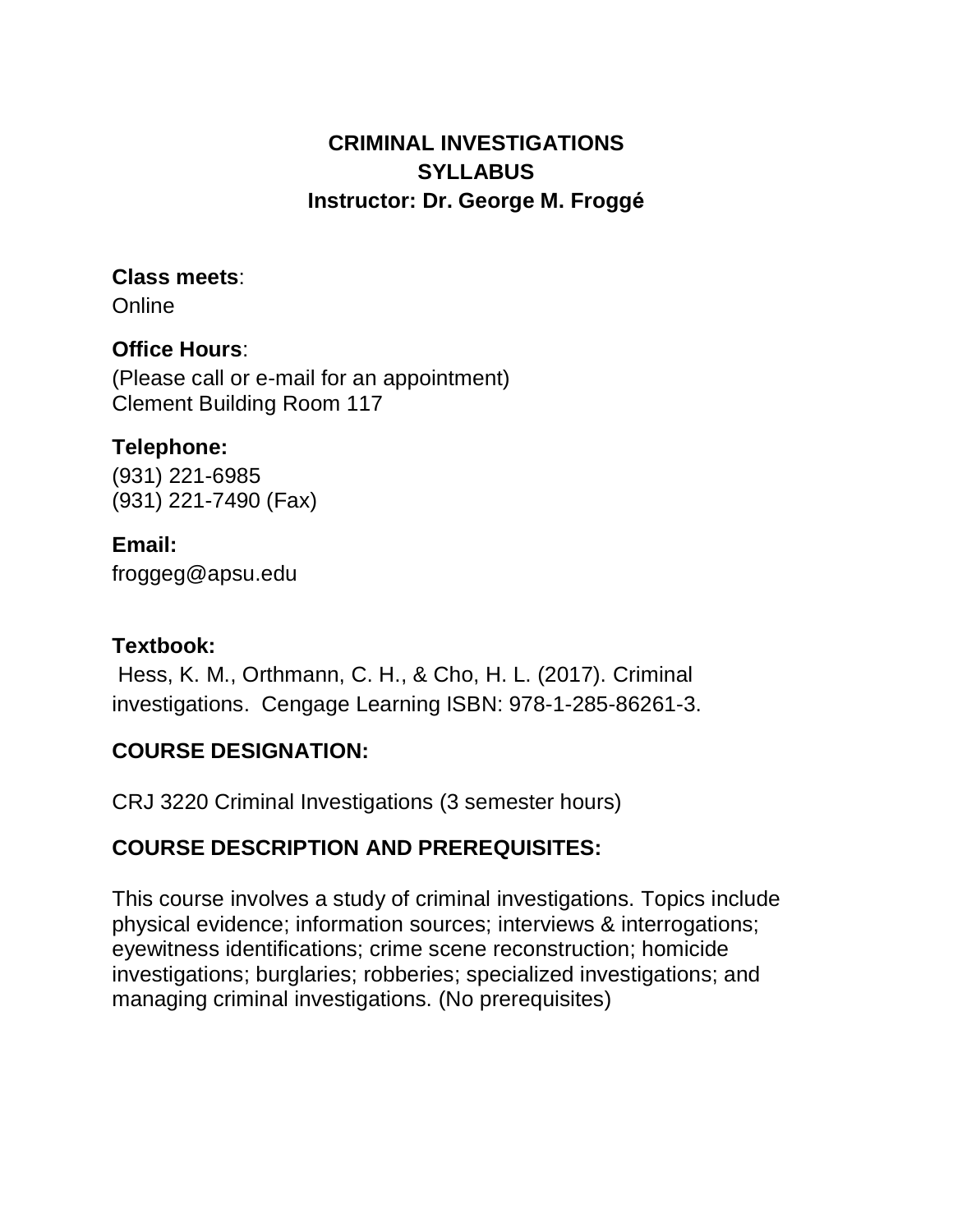# CRIMINAL INVESTIGATIONS
# SYLLABUS
### Instructor: Dr. George M. Froggé

**Class meets**:
Online

**Office Hours**:
(Please call or e-mail for an appointment)
Clement Building Room 117

**Telephone:**
(931) 221-6985
(931) 221-7490 (Fax)

**Email:**
froggeg@apsu.edu

**Textbook:**
Hess, K. M., Orthmann, C. H., & Cho, H. L. (2017). Criminal investigations. Cengage Learning ISBN: 978-1-285-86261-3.

## COURSE DESIGNATION:

CRJ 3220 Criminal Investigations (3 semester hours)

## COURSE DESCRIPTION AND PREREQUISITES:

This course involves a study of criminal investigations. Topics include physical evidence; information sources; interviews & interrogations; eyewitness identifications; crime scene reconstruction; homicide investigations; burglaries; robberies; specialized investigations; and managing criminal investigations. (No prerequisites)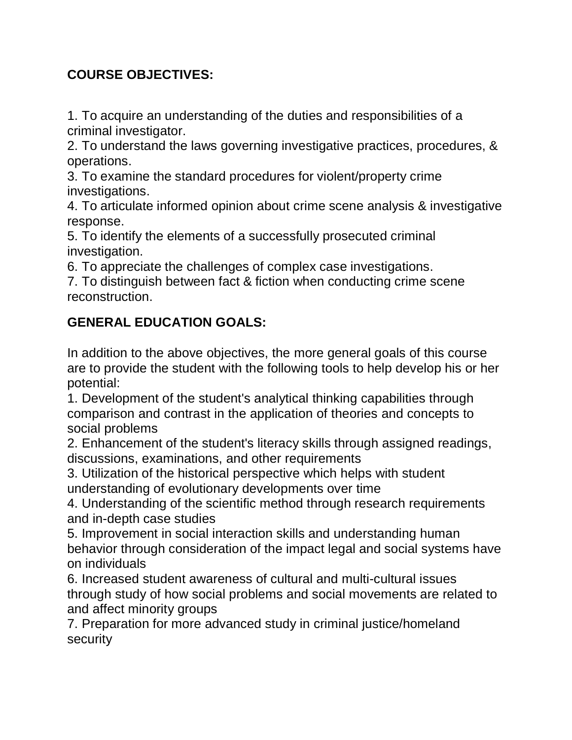**COURSE OBJECTIVES:**

1. To acquire an understanding of the duties and responsibilities of a criminal investigator.
2. To understand the laws governing investigative practices, procedures, & operations.
3. To examine the standard procedures for violent/property crime investigations.
4. To articulate informed opinion about crime scene analysis & investigative response.
5. To identify the elements of a successfully prosecuted criminal investigation.
6. To appreciate the challenges of complex case investigations.
7. To distinguish between fact & fiction when conducting crime scene reconstruction.

**GENERAL EDUCATION GOALS:**

In addition to the above objectives, the more general goals of this course are to provide the student with the following tools to help develop his or her potential:

1. Development of the student's analytical thinking capabilities through comparison and contrast in the application of theories and concepts to social problems
2. Enhancement of the student's literacy skills through assigned readings, discussions, examinations, and other requirements
3. Utilization of the historical perspective which helps with student understanding of evolutionary developments over time
4. Understanding of the scientific method through research requirements and in-depth case studies
5. Improvement in social interaction skills and understanding human behavior through consideration of the impact legal and social systems have on individuals
6. Increased student awareness of cultural and multi-cultural issues through study of how social problems and social movements are related to and affect minority groups
7. Preparation for more advanced study in criminal justice/homeland security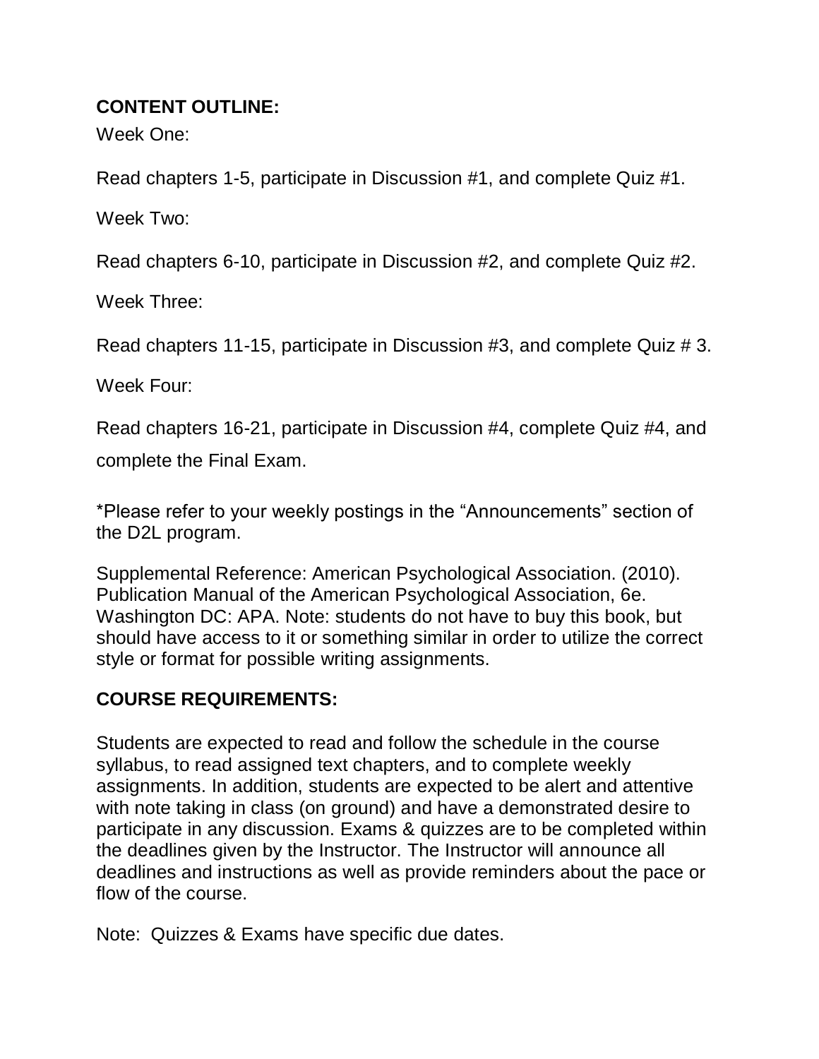## CONTENT OUTLINE:

Week One:

Read chapters 1-5, participate in Discussion #1, and complete Quiz #1.

Week Two:

Read chapters 6-10, participate in Discussion #2, and complete Quiz #2.

Week Three:

Read chapters 11-15, participate in Discussion #3, and complete Quiz # 3.

Week Four:

Read chapters 16-21, participate in Discussion #4, complete Quiz #4, and complete the Final Exam.

*Please refer to your weekly postings in the "Announcements" section of the D2L program.

Supplemental Reference: American Psychological Association. (2010). Publication Manual of the American Psychological Association, 6e. Washington DC: APA. Note: students do not have to buy this book, but should have access to it or something similar in order to utilize the correct style or format for possible writing assignments.

## COURSE REQUIREMENTS:

Students are expected to read and follow the schedule in the course syllabus, to read assigned text chapters, and to complete weekly assignments. In addition, students are expected to be alert and attentive with note taking in class (on ground) and have a demonstrated desire to participate in any discussion. Exams & quizzes are to be completed within the deadlines given by the Instructor. The Instructor will announce all deadlines and instructions as well as provide reminders about the pace or flow of the course.

Note: Quizzes & Exams have specific due dates.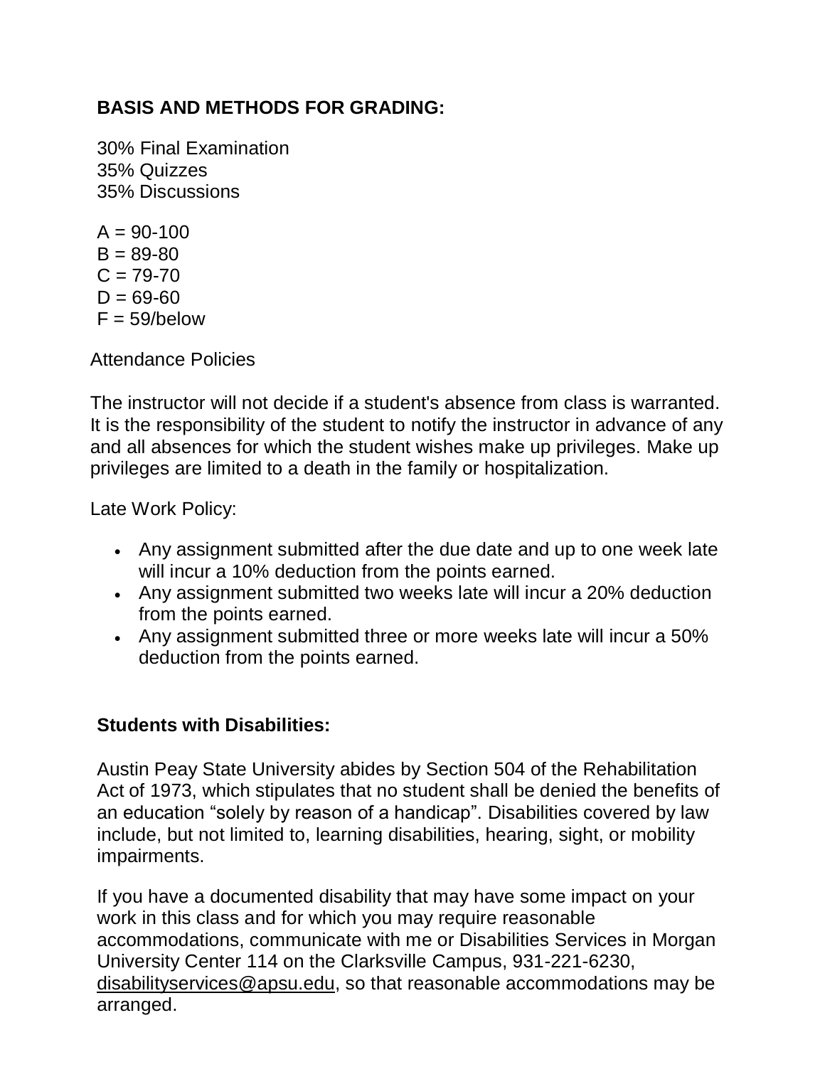**BASIS AND METHODS FOR GRADING:**

30% Final Examination
35% Quizzes
35% Discussions

A = 90-100
B = 89-80
C = 79-70
D = 69-60
F = 59/below

Attendance Policies

The instructor will not decide if a student's absence from class is warranted. It is the responsibility of the student to notify the instructor in advance of any and all absences for which the student wishes make up privileges. Make up privileges are limited to a death in the family or hospitalization.

Late Work Policy:

- Any assignment submitted after the due date and up to one week late will incur a 10% deduction from the points earned.
- Any assignment submitted two weeks late will incur a 20% deduction from the points earned.
- Any assignment submitted three or more weeks late will incur a 50% deduction from the points earned.

**Students with Disabilities:**

Austin Peay State University abides by Section 504 of the Rehabilitation Act of 1973, which stipulates that no student shall be denied the benefits of an education "solely by reason of a handicap". Disabilities covered by law include, but not limited to, learning disabilities, hearing, sight, or mobility impairments.

If you have a documented disability that may have some impact on your work in this class and for which you may require reasonable accommodations, communicate with me or Disabilities Services in Morgan University Center 114 on the Clarksville Campus, 931-221-6230, disabilityservices@apsu.edu, so that reasonable accommodations may be arranged.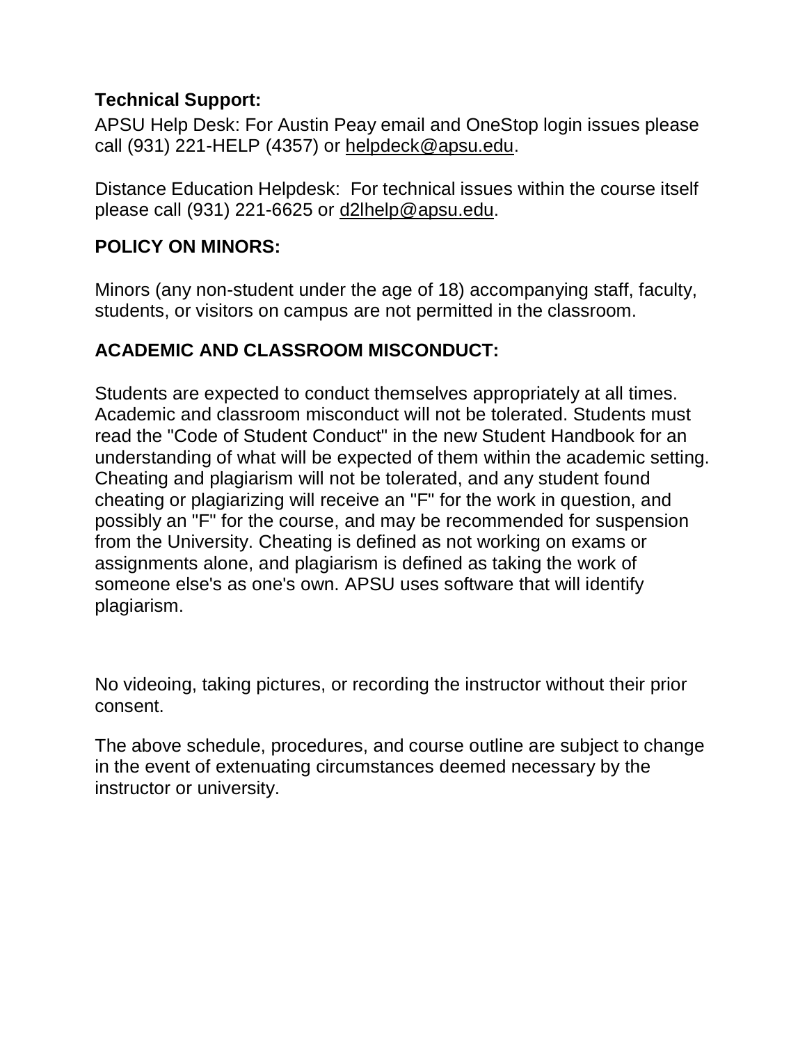**Technical Support:**

APSU Help Desk: For Austin Peay email and OneStop login issues please call (931) 221-HELP (4357) or helpdeck@apsu.edu.

Distance Education Helpdesk: For technical issues within the course itself please call (931) 221-6625 or d2lhelp@apsu.edu.

**POLICY ON MINORS:**

Minors (any non-student under the age of 18) accompanying staff, faculty, students, or visitors on campus are not permitted in the classroom.

**ACADEMIC AND CLASSROOM MISCONDUCT:**

Students are expected to conduct themselves appropriately at all times. Academic and classroom misconduct will not be tolerated. Students must read the "Code of Student Conduct" in the new Student Handbook for an understanding of what will be expected of them within the academic setting. Cheating and plagiarism will not be tolerated, and any student found cheating or plagiarizing will receive an "F" for the work in question, and possibly an "F" for the course, and may be recommended for suspension from the University. Cheating is defined as not working on exams or assignments alone, and plagiarism is defined as taking the work of someone else's as one's own. APSU uses software that will identify plagiarism.

No videoing, taking pictures, or recording the instructor without their prior consent.

The above schedule, procedures, and course outline are subject to change in the event of extenuating circumstances deemed necessary by the instructor or university.